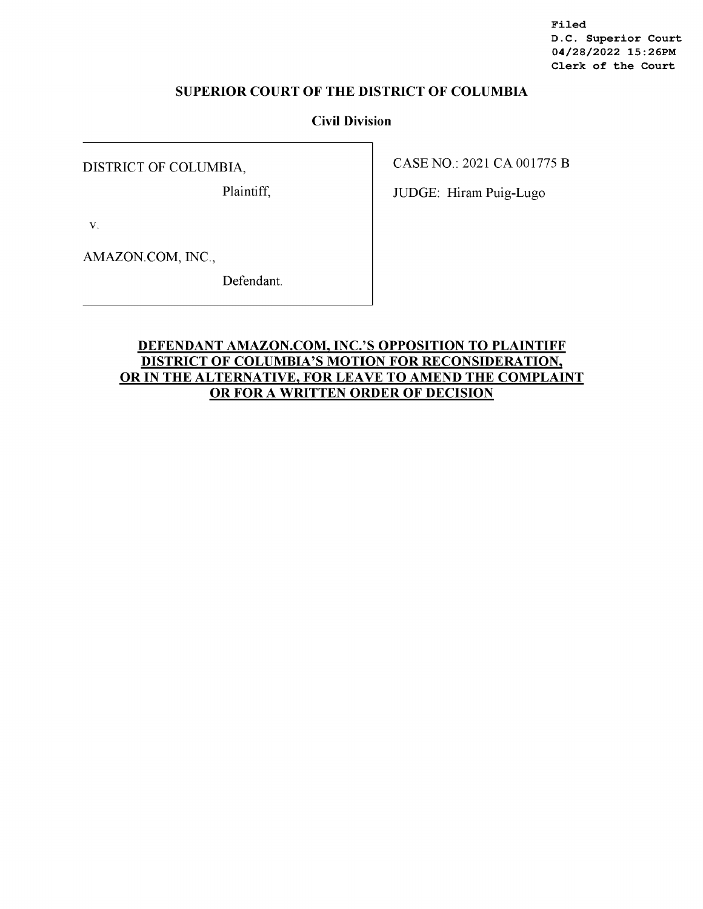Filed
D.C. Superior Court
04/28/2022 15:26PM
Clerk of the Court

**SUPERIOR COURT OF THE DISTRICT OF COLUMBIA**

**Civil Division**

| | |
|---|---|
| DISTRICT OF COLUMBIA,<br><br>Plaintiff,<br><br>v.<br><br>AMAZON.COM, INC.,<br><br>Defendant. | CASE NO.: 2021 CA 001775 B<br><br>JUDGE: Hiram Puig-Lugo |

**DEFENDANT AMAZON.COM, INC.'S OPPOSITION TO PLAINTIFF DISTRICT OF COLUMBIA'S MOTION FOR RECONSIDERATION, OR IN THE ALTERNATIVE, FOR LEAVE TO AMEND THE COMPLAINT OR FOR A WRITTEN ORDER OF DECISION**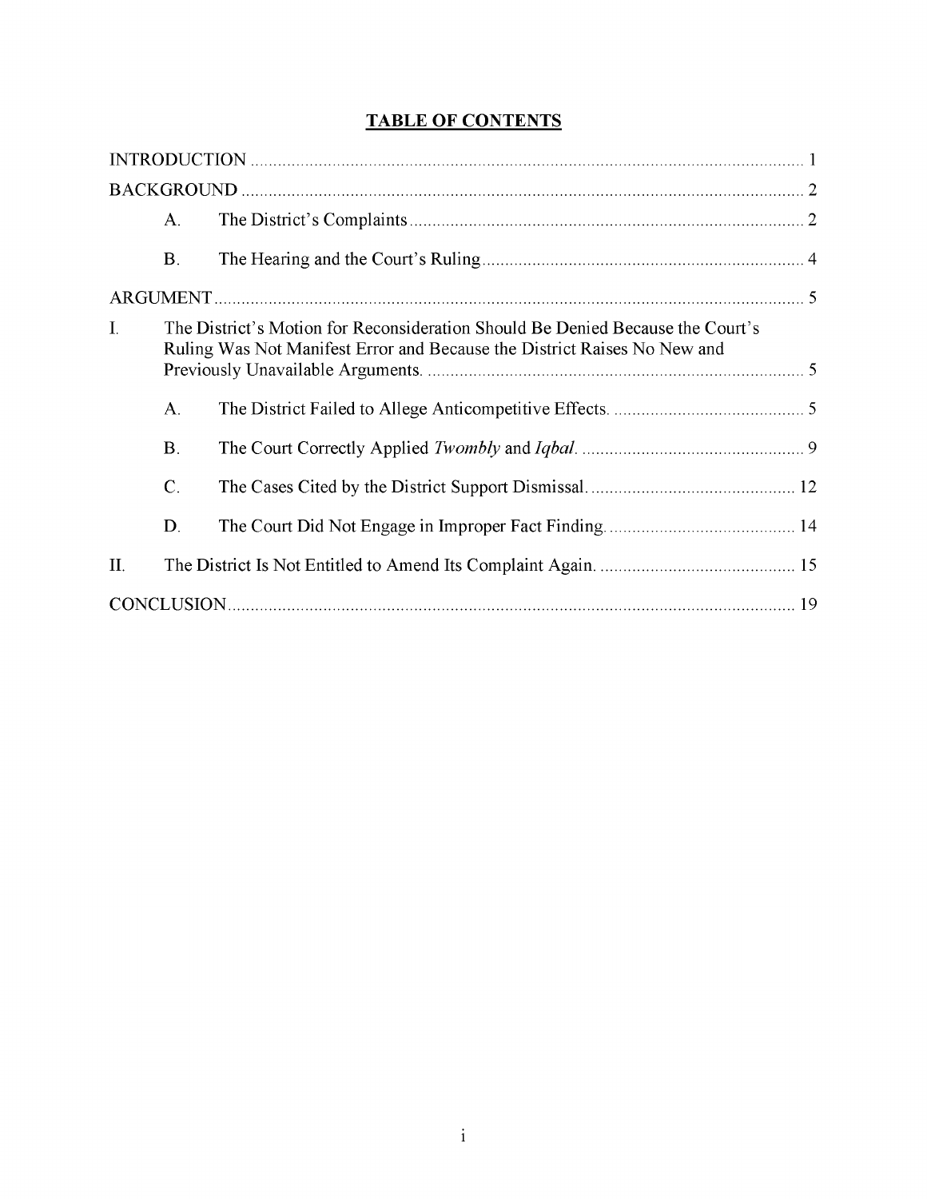# TABLE OF CONTENTS

INTRODUCTION ........................................................................................................................ 1

BACKGROUND ......................................................................................................................... 2

A. The District's Complaints ..................................................................................... 2

B. The Hearing and the Court's Ruling ..................................................................... 4

ARGUMENT ............................................................................................................................... 5

I. The District's Motion for Reconsideration Should Be Denied Because the Court's Ruling Was Not Manifest Error and Because the District Raises No New and Previously Unavailable Arguments. .................................................................................. 5

A. The District Failed to Allege Anticompetitive Effects. .......................................... 5

B. The Court Correctly Applied *Twombly* and *Iqbal*. ................................................ 9

C. The Cases Cited by the District Support Dismissal. ............................................ 12

D. The Court Did Not Engage in Improper Fact Finding. ......................................... 14

II. The District Is Not Entitled to Amend Its Complaint Again. .......................................... 15

CONCLUSION .......................................................................................................................... 19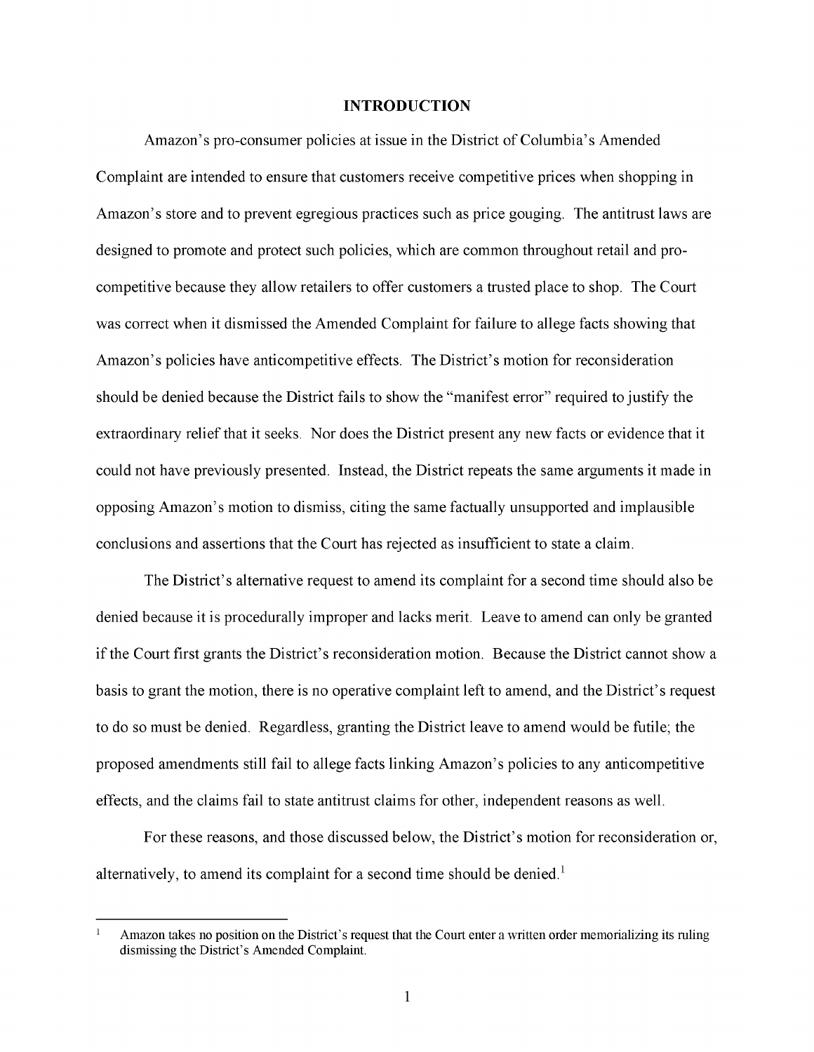## INTRODUCTION

Amazon's pro-consumer policies at issue in the District of Columbia's Amended Complaint are intended to ensure that customers receive competitive prices when shopping in Amazon's store and to prevent egregious practices such as price gouging. The antitrust laws are designed to promote and protect such policies, which are common throughout retail and pro-competitive because they allow retailers to offer customers a trusted place to shop. The Court was correct when it dismissed the Amended Complaint for failure to allege facts showing that Amazon's policies have anticompetitive effects. The District's motion for reconsideration should be denied because the District fails to show the "manifest error" required to justify the extraordinary relief that it seeks. Nor does the District present any new facts or evidence that it could not have previously presented. Instead, the District repeats the same arguments it made in opposing Amazon's motion to dismiss, citing the same factually unsupported and implausible conclusions and assertions that the Court has rejected as insufficient to state a claim.

The District's alternative request to amend its complaint for a second time should also be denied because it is procedurally improper and lacks merit. Leave to amend can only be granted if the Court first grants the District's reconsideration motion. Because the District cannot show a basis to grant the motion, there is no operative complaint left to amend, and the District's request to do so must be denied. Regardless, granting the District leave to amend would be futile; the proposed amendments still fail to allege facts linking Amazon's policies to any anticompetitive effects, and the claims fail to state antitrust claims for other, independent reasons as well.

For these reasons, and those discussed below, the District's motion for reconsideration or, alternatively, to amend its complaint for a second time should be denied.[1]

[1] Amazon takes no position on the District's request that the Court enter a written order memorializing its ruling dismissing the District's Amended Complaint.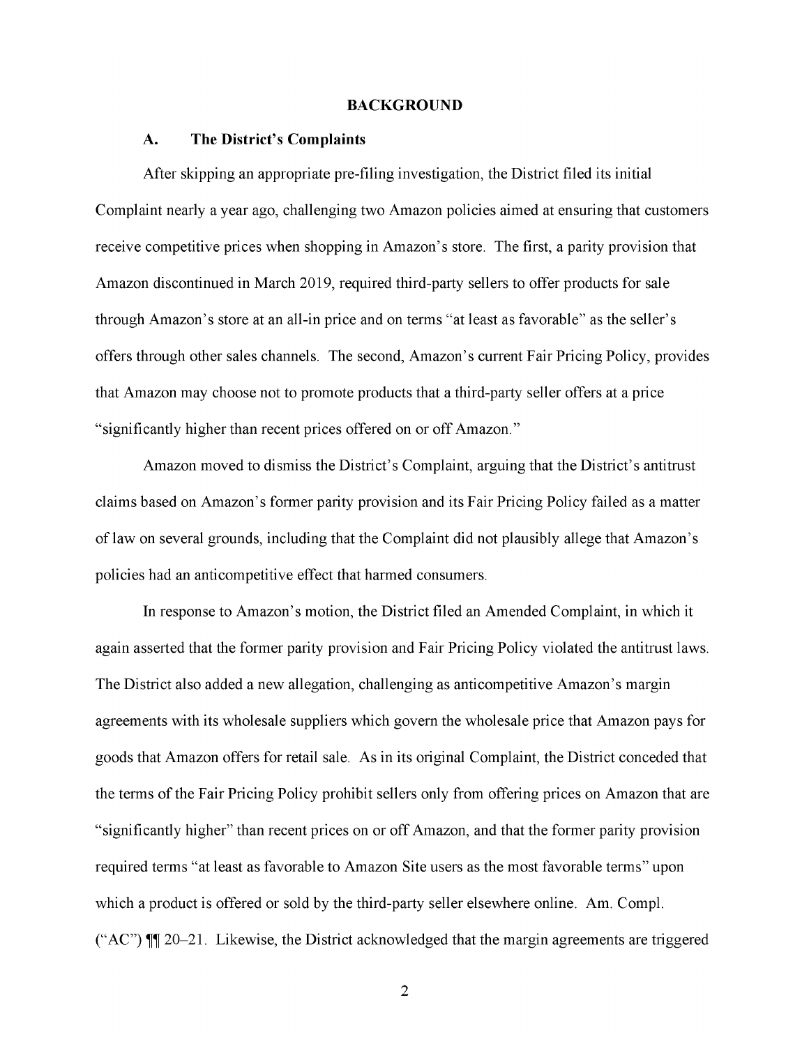# BACKGROUND

## A. The District's Complaints

After skipping an appropriate pre-filing investigation, the District filed its initial Complaint nearly a year ago, challenging two Amazon policies aimed at ensuring that customers receive competitive prices when shopping in Amazon's store. The first, a parity provision that Amazon discontinued in March 2019, required third-party sellers to offer products for sale through Amazon's store at an all-in price and on terms "at least as favorable" as the seller's offers through other sales channels. The second, Amazon's current Fair Pricing Policy, provides that Amazon may choose not to promote products that a third-party seller offers at a price "significantly higher than recent prices offered on or off Amazon."

Amazon moved to dismiss the District's Complaint, arguing that the District's antitrust claims based on Amazon's former parity provision and its Fair Pricing Policy failed as a matter of law on several grounds, including that the Complaint did not plausibly allege that Amazon's policies had an anticompetitive effect that harmed consumers.

In response to Amazon's motion, the District filed an Amended Complaint, in which it again asserted that the former parity provision and Fair Pricing Policy violated the antitrust laws. The District also added a new allegation, challenging as anticompetitive Amazon's margin agreements with its wholesale suppliers which govern the wholesale price that Amazon pays for goods that Amazon offers for retail sale. As in its original Complaint, the District conceded that the terms of the Fair Pricing Policy prohibit sellers only from offering prices on Amazon that are "significantly higher" than recent prices on or off Amazon, and that the former parity provision required terms "at least as favorable to Amazon Site users as the most favorable terms" upon which a product is offered or sold by the third-party seller elsewhere online. Am. Compl. ("AC") ¶¶ 20–21. Likewise, the District acknowledged that the margin agreements are triggered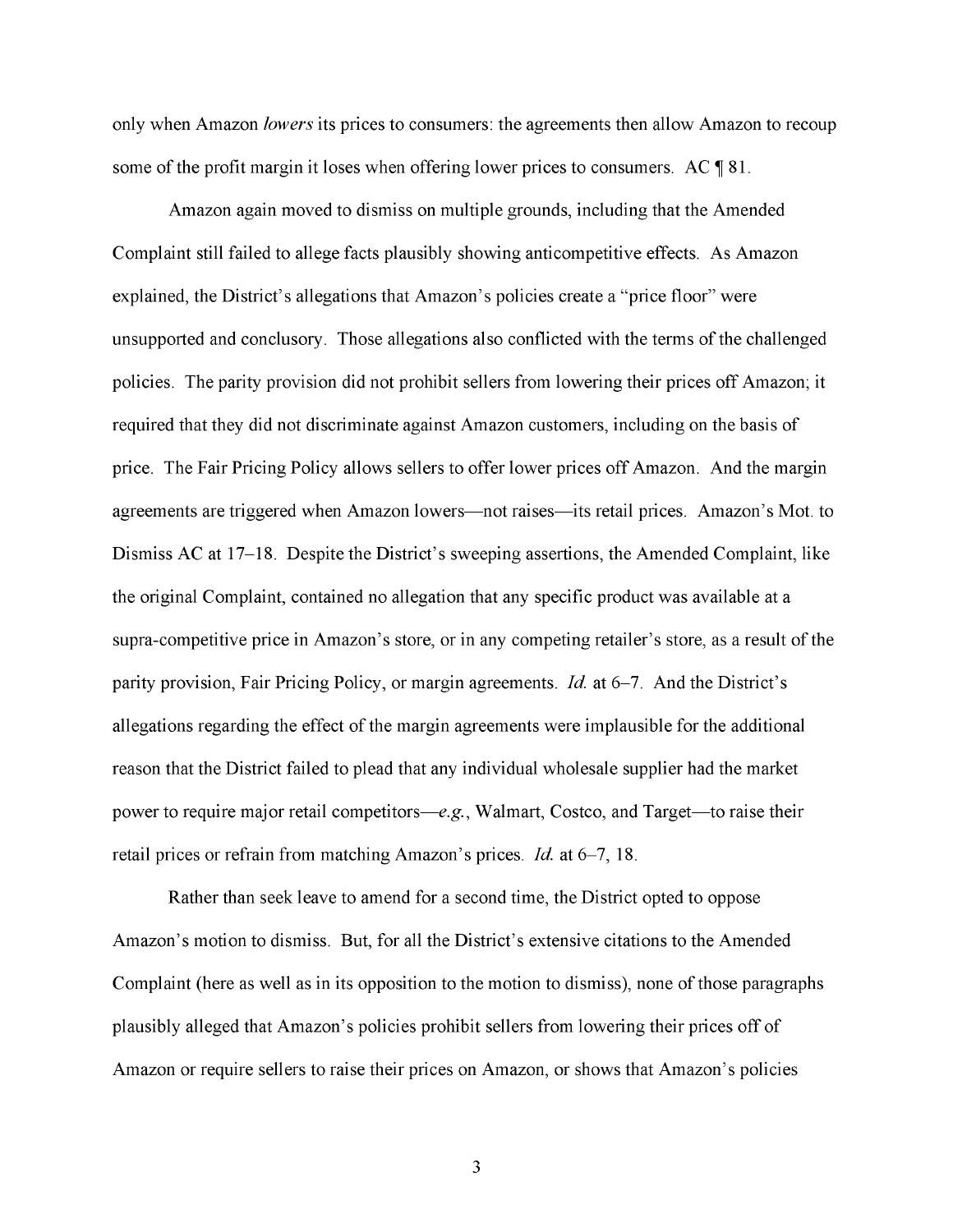only when Amazon *lowers* its prices to consumers: the agreements then allow Amazon to recoup some of the profit margin it loses when offering lower prices to consumers. AC ¶ 81.

Amazon again moved to dismiss on multiple grounds, including that the Amended Complaint still failed to allege facts plausibly showing anticompetitive effects. As Amazon explained, the District's allegations that Amazon's policies create a "price floor" were unsupported and conclusory. Those allegations also conflicted with the terms of the challenged policies. The parity provision did not prohibit sellers from lowering their prices off Amazon; it required that they did not discriminate against Amazon customers, including on the basis of price. The Fair Pricing Policy allows sellers to offer lower prices off Amazon. And the margin agreements are triggered when Amazon lowers—not raises—its retail prices. Amazon's Mot. to Dismiss AC at 17–18. Despite the District's sweeping assertions, the Amended Complaint, like the original Complaint, contained no allegation that any specific product was available at a supra-competitive price in Amazon's store, or in any competing retailer's store, as a result of the parity provision, Fair Pricing Policy, or margin agreements. *Id.* at 6–7. And the District's allegations regarding the effect of the margin agreements were implausible for the additional reason that the District failed to plead that any individual wholesale supplier had the market power to require major retail competitors—*e.g.*, Walmart, Costco, and Target—to raise their retail prices or refrain from matching Amazon's prices. *Id.* at 6–7, 18.

Rather than seek leave to amend for a second time, the District opted to oppose Amazon's motion to dismiss. But, for all the District's extensive citations to the Amended Complaint (here as well as in its opposition to the motion to dismiss), none of those paragraphs plausibly alleged that Amazon's policies prohibit sellers from lowering their prices off of Amazon or require sellers to raise their prices on Amazon, or shows that Amazon's policies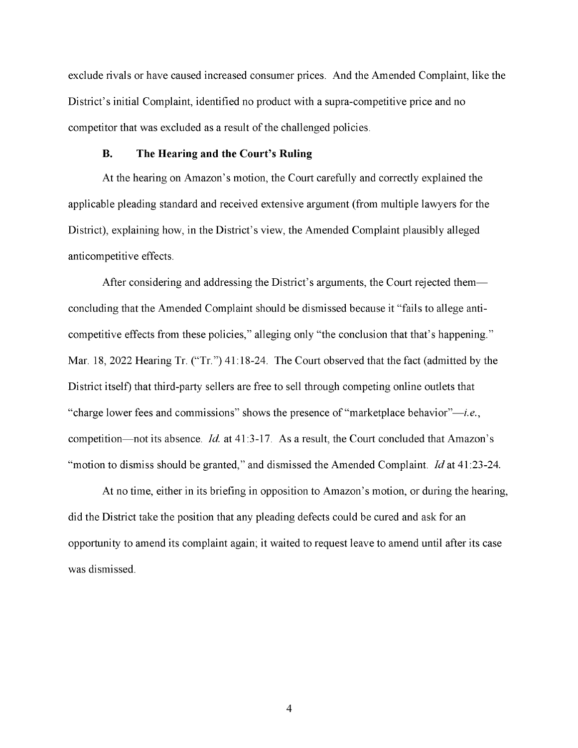exclude rivals or have caused increased consumer prices. And the Amended Complaint, like the District's initial Complaint, identified no product with a supra-competitive price and no competitor that was excluded as a result of the challenged policies.

### B. The Hearing and the Court's Ruling

At the hearing on Amazon's motion, the Court carefully and correctly explained the applicable pleading standard and received extensive argument (from multiple lawyers for the District), explaining how, in the District's view, the Amended Complaint plausibly alleged anticompetitive effects.

After considering and addressing the District's arguments, the Court rejected them—concluding that the Amended Complaint should be dismissed because it "fails to allege anti-competitive effects from these policies," alleging only "the conclusion that that's happening." Mar. 18, 2022 Hearing Tr. ("Tr.") 41:18-24. The Court observed that the fact (admitted by the District itself) that third-party sellers are free to sell through competing online outlets that "charge lower fees and commissions" shows the presence of "marketplace behavior"—*i.e.*, competition—not its absence. *Id.* at 41:3-17. As a result, the Court concluded that Amazon's "motion to dismiss should be granted," and dismissed the Amended Complaint. *Id* at 41:23-24.

At no time, either in its briefing in opposition to Amazon's motion, or during the hearing, did the District take the position that any pleading defects could be cured and ask for an opportunity to amend its complaint again; it waited to request leave to amend until after its case was dismissed.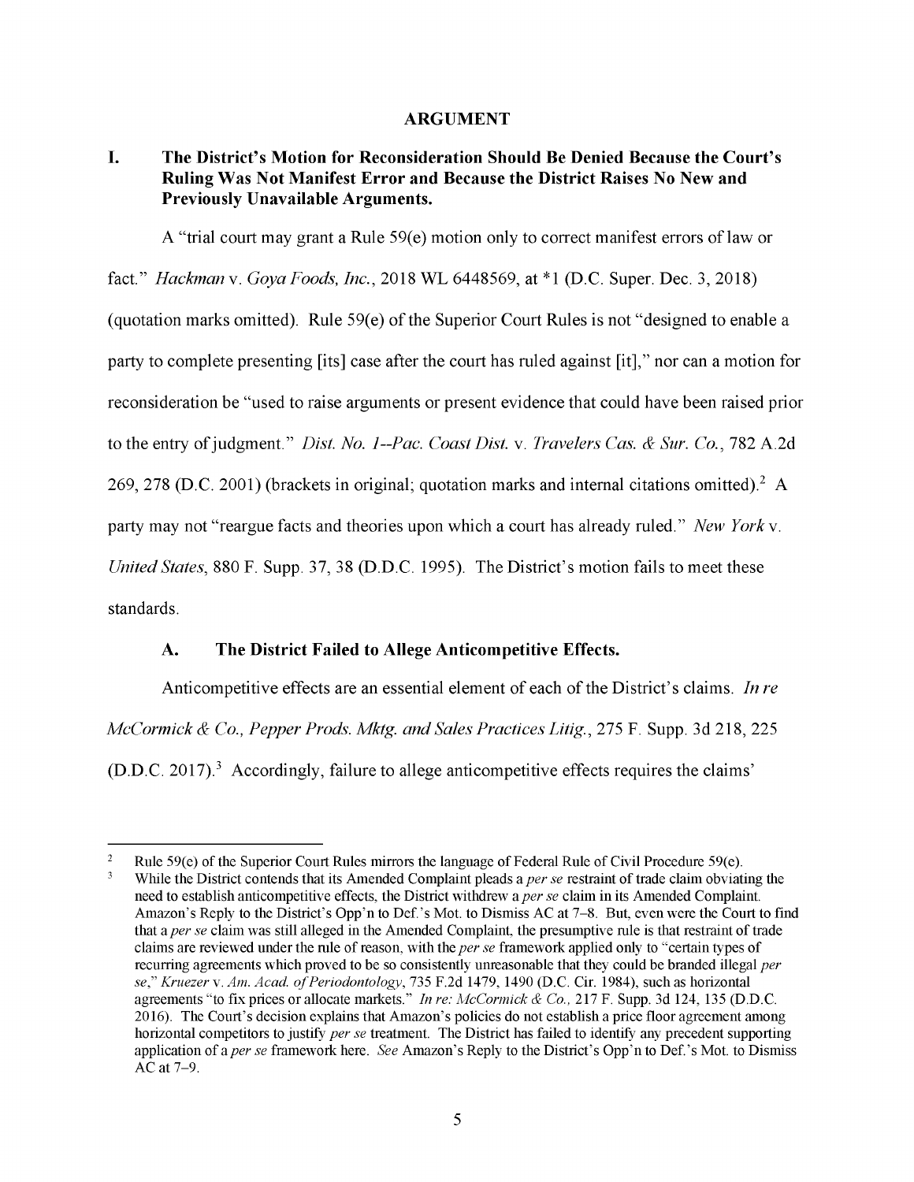## ARGUMENT

### I. The District's Motion for Reconsideration Should Be Denied Because the Court's Ruling Was Not Manifest Error and Because the District Raises No New and Previously Unavailable Arguments.

A "trial court may grant a Rule 59(e) motion only to correct manifest errors of law or fact." *Hackman* v. *Goya Foods, Inc.*, 2018 WL 6448569, at *1 (D.C. Super. Dec. 3, 2018) (quotation marks omitted). Rule 59(e) of the Superior Court Rules is not "designed to enable a party to complete presenting [its] case after the court has ruled against [it]," nor can a motion for reconsideration be "used to raise arguments or present evidence that could have been raised prior to the entry of judgment." *Dist. No. 1--Pac. Coast Dist.* v. *Travelers Cas. & Sur. Co.*, 782 A.2d 269, 278 (D.C. 2001) (brackets in original; quotation marks and internal citations omitted).[2] A party may not "reargue facts and theories upon which a court has already ruled." *New York* v. *United States*, 880 F. Supp. 37, 38 (D.D.C. 1995). The District's motion fails to meet these standards.

#### A. The District Failed to Allege Anticompetitive Effects.

Anticompetitive effects are an essential element of each of the District's claims. *In re McCormick & Co., Pepper Prods. Mktg. and Sales Practices Litig.*, 275 F. Supp. 3d 218, 225 (D.D.C. 2017).[3] Accordingly, failure to allege anticompetitive effects requires the claims'

---

[2] Rule 59(e) of the Superior Court Rules mirrors the language of Federal Rule of Civil Procedure 59(e).

[3] While the District contends that its Amended Complaint pleads a *per se* restraint of trade claim obviating the need to establish anticompetitive effects, the District withdrew a *per se* claim in its Amended Complaint. Amazon's Reply to the District's Opp'n to Def.'s Mot. to Dismiss AC at 7–8. But, even were the Court to find that a *per se* claim was still alleged in the Amended Complaint, the presumptive rule is that restraint of trade claims are reviewed under the rule of reason, with the *per se* framework applied only to "certain types of recurring agreements which proved to be so consistently unreasonable that they could be branded illegal *per se*," *Kruezer* v. *Am. Acad. of Periodontology*, 735 F.2d 1479, 1490 (D.C. Cir. 1984), such as horizontal agreements "to fix prices or allocate markets." *In re: McCormick & Co.*, 217 F. Supp. 3d 124, 135 (D.D.C. 2016). The Court's decision explains that Amazon's policies do not establish a price floor agreement among horizontal competitors to justify *per se* treatment. The District has failed to identify any precedent supporting application of a *per se* framework here. *See* Amazon's Reply to the District's Opp'n to Def.'s Mot. to Dismiss AC at 7–9.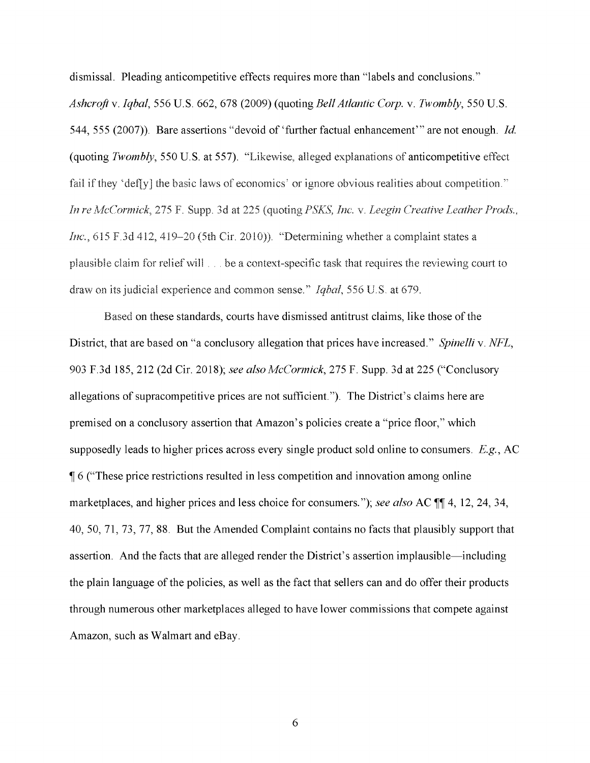dismissal. Pleading anticompetitive effects requires more than "labels and conclusions." *Ashcroft* v. *Iqbal*, 556 U.S. 662, 678 (2009) (quoting *Bell Atlantic Corp.* v. *Twombly*, 550 U.S. 544, 555 (2007)). Bare assertions "devoid of 'further factual enhancement'" are not enough. *Id.* (quoting *Twombly*, 550 U.S. at 557). "Likewise, alleged explanations of anticompetitive effect fail if they 'def[y] the basic laws of economics' or ignore obvious realities about competition." *In re McCormick*, 275 F. Supp. 3d at 225 (quoting *PSKS, Inc.* v. *Leegin Creative Leather Prods., Inc.*, 615 F.3d 412, 419–20 (5th Cir. 2010)). "Determining whether a complaint states a plausible claim for relief will . . . be a context-specific task that requires the reviewing court to draw on its judicial experience and common sense." *Iqbal*, 556 U.S. at 679.

Based on these standards, courts have dismissed antitrust claims, like those of the District, that are based on "a conclusory allegation that prices have increased." *Spinelli* v. *NFL*, 903 F.3d 185, 212 (2d Cir. 2018); *see also McCormick*, 275 F. Supp. 3d at 225 ("Conclusory allegations of supracompetitive prices are not sufficient."). The District's claims here are premised on a conclusory assertion that Amazon's policies create a "price floor," which supposedly leads to higher prices across every single product sold online to consumers. *E.g.*, AC ¶ 6 ("These price restrictions resulted in less competition and innovation among online marketplaces, and higher prices and less choice for consumers."); *see also* AC ¶¶ 4, 12, 24, 34, 40, 50, 71, 73, 77, 88. But the Amended Complaint contains no facts that plausibly support that assertion. And the facts that are alleged render the District's assertion implausible—including the plain language of the policies, as well as the fact that sellers can and do offer their products through numerous other marketplaces alleged to have lower commissions that compete against Amazon, such as Walmart and eBay.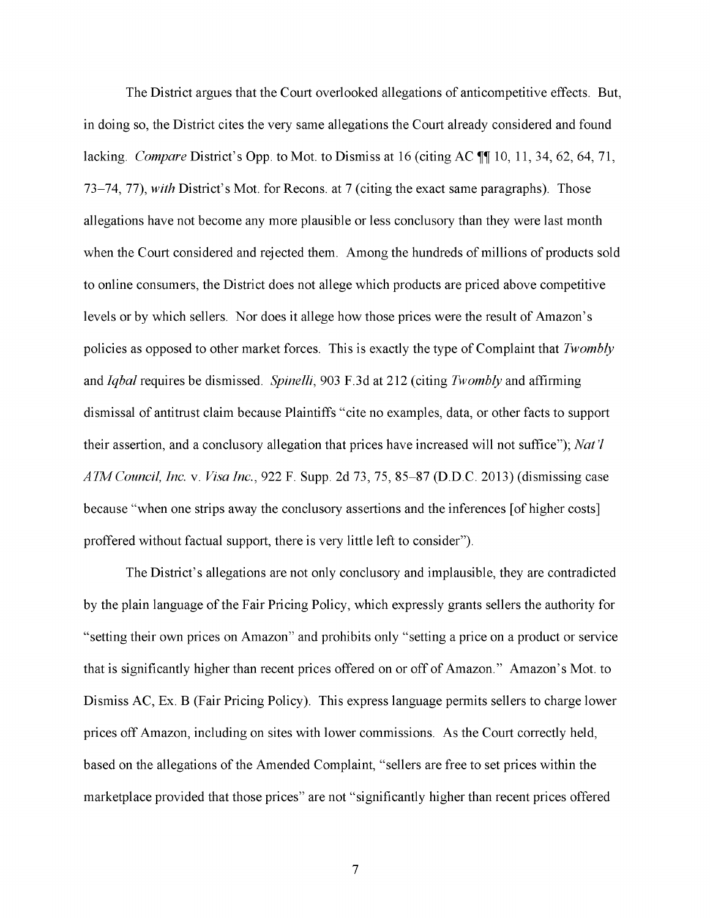The District argues that the Court overlooked allegations of anticompetitive effects. But, in doing so, the District cites the very same allegations the Court already considered and found lacking. *Compare* District's Opp. to Mot. to Dismiss at 16 (citing AC ¶¶ 10, 11, 34, 62, 64, 71, 73–74, 77), *with* District's Mot. for Recons. at 7 (citing the exact same paragraphs). Those allegations have not become any more plausible or less conclusory than they were last month when the Court considered and rejected them. Among the hundreds of millions of products sold to online consumers, the District does not allege which products are priced above competitive levels or by which sellers. Nor does it allege how those prices were the result of Amazon's policies as opposed to other market forces. This is exactly the type of Complaint that *Twombly* and *Iqbal* requires be dismissed. *Spinelli*, 903 F.3d at 212 (citing *Twombly* and affirming dismissal of antitrust claim because Plaintiffs "cite no examples, data, or other facts to support their assertion, and a conclusory allegation that prices have increased will not suffice"); *Nat'l ATM Council, Inc.* v. *Visa Inc.*, 922 F. Supp. 2d 73, 75, 85–87 (D.D.C. 2013) (dismissing case because "when one strips away the conclusory assertions and the inferences [of higher costs] proffered without factual support, there is very little left to consider").

The District's allegations are not only conclusory and implausible, they are contradicted by the plain language of the Fair Pricing Policy, which expressly grants sellers the authority for "setting their own prices on Amazon" and prohibits only "setting a price on a product or service that is significantly higher than recent prices offered on or off of Amazon." Amazon's Mot. to Dismiss AC, Ex. B (Fair Pricing Policy). This express language permits sellers to charge lower prices off Amazon, including on sites with lower commissions. As the Court correctly held, based on the allegations of the Amended Complaint, "sellers are free to set prices within the marketplace provided that those prices" are not "significantly higher than recent prices offered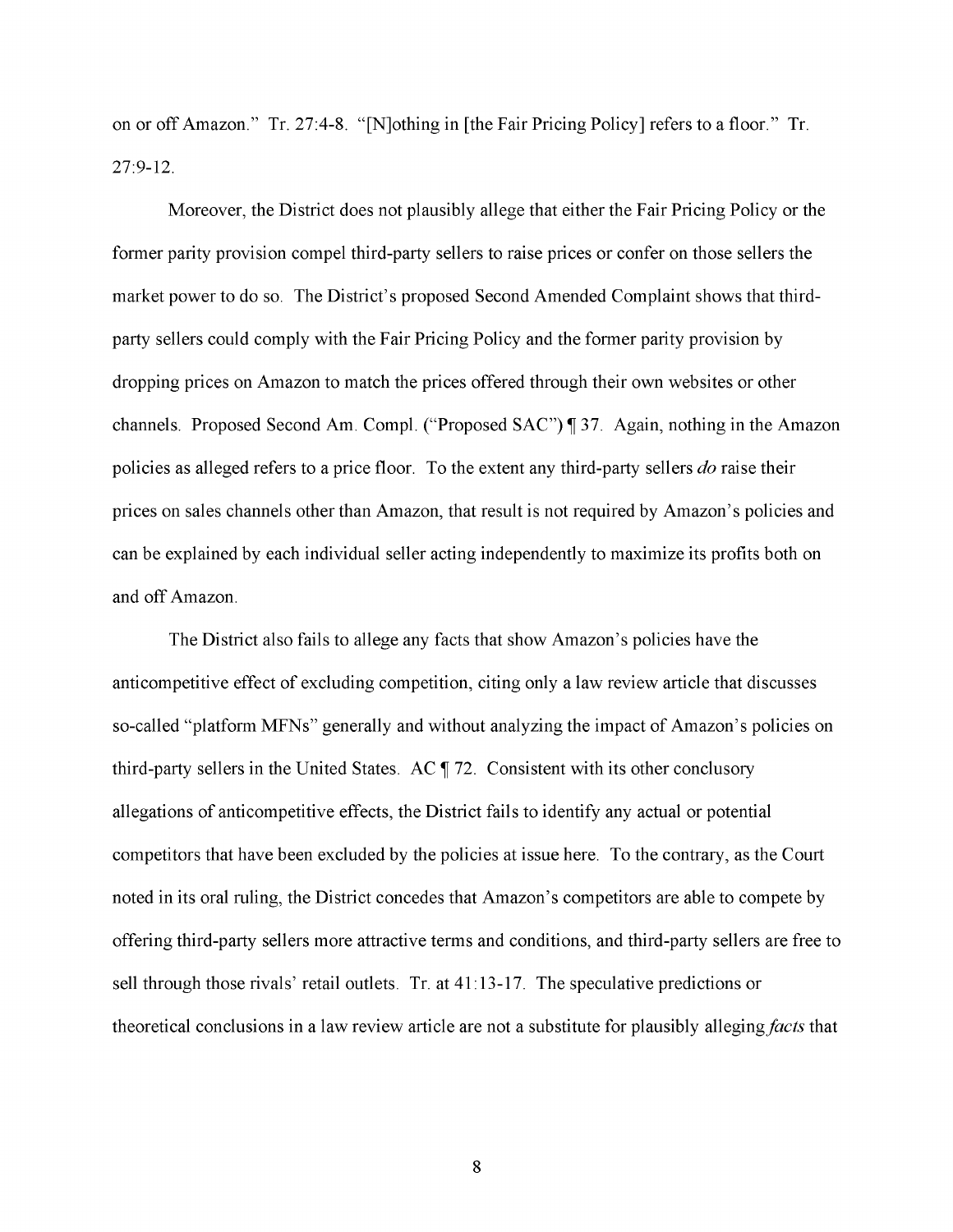on or off Amazon." Tr. 27:4-8. "[N]othing in [the Fair Pricing Policy] refers to a floor." Tr. 27:9-12.

Moreover, the District does not plausibly allege that either the Fair Pricing Policy or the former parity provision compel third-party sellers to raise prices or confer on those sellers the market power to do so. The District's proposed Second Amended Complaint shows that third-party sellers could comply with the Fair Pricing Policy and the former parity provision by dropping prices on Amazon to match the prices offered through their own websites or other channels. Proposed Second Am. Compl. ("Proposed SAC") ¶ 37. Again, nothing in the Amazon policies as alleged refers to a price floor. To the extent any third-party sellers *do* raise their prices on sales channels other than Amazon, that result is not required by Amazon's policies and can be explained by each individual seller acting independently to maximize its profits both on and off Amazon.

The District also fails to allege any facts that show Amazon's policies have the anticompetitive effect of excluding competition, citing only a law review article that discusses so-called "platform MFNs" generally and without analyzing the impact of Amazon's policies on third-party sellers in the United States. AC ¶ 72. Consistent with its other conclusory allegations of anticompetitive effects, the District fails to identify any actual or potential competitors that have been excluded by the policies at issue here. To the contrary, as the Court noted in its oral ruling, the District concedes that Amazon's competitors are able to compete by offering third-party sellers more attractive terms and conditions, and third-party sellers are free to sell through those rivals' retail outlets. Tr. at 41:13-17. The speculative predictions or theoretical conclusions in a law review article are not a substitute for plausibly alleging *facts* that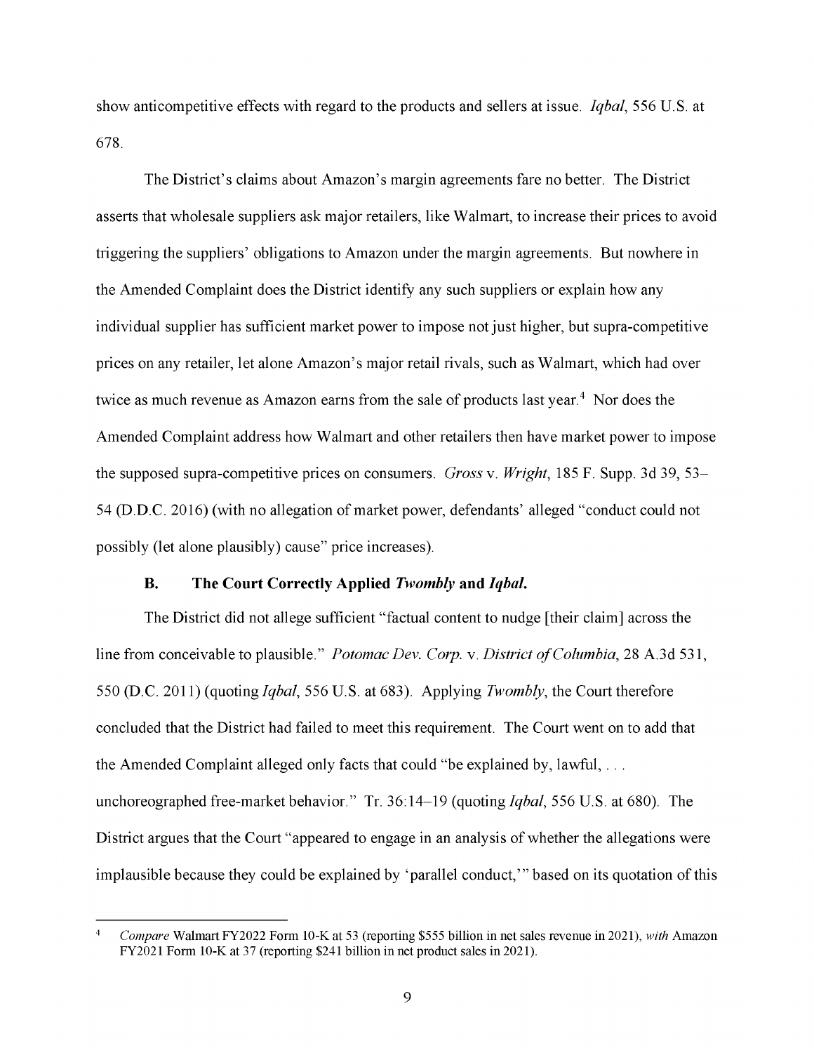show anticompetitive effects with regard to the products and sellers at issue. *Iqbal*, 556 U.S. at 678.

The District's claims about Amazon's margin agreements fare no better. The District asserts that wholesale suppliers ask major retailers, like Walmart, to increase their prices to avoid triggering the suppliers' obligations to Amazon under the margin agreements. But nowhere in the Amended Complaint does the District identify any such suppliers or explain how any individual supplier has sufficient market power to impose not just higher, but supra-competitive prices on any retailer, let alone Amazon's major retail rivals, such as Walmart, which had over twice as much revenue as Amazon earns from the sale of products last year.[4] Nor does the Amended Complaint address how Walmart and other retailers then have market power to impose the supposed supra-competitive prices on consumers. *Gross* v. *Wright*, 185 F. Supp. 3d 39, 53–54 (D.D.C. 2016) (with no allegation of market power, defendants' alleged "conduct could not possibly (let alone plausibly) cause" price increases).

### B. The Court Correctly Applied *Twombly* and *Iqbal*.

The District did not allege sufficient "factual content to nudge [their claim] across the line from conceivable to plausible." *Potomac Dev. Corp.* v. *District of Columbia*, 28 A.3d 531, 550 (D.C. 2011) (quoting *Iqbal*, 556 U.S. at 683). Applying *Twombly*, the Court therefore concluded that the District had failed to meet this requirement. The Court went on to add that the Amended Complaint alleged only facts that could "be explained by, lawful, . . . unchoreographed free-market behavior." Tr. 36:14–19 (quoting *Iqbal*, 556 U.S. at 680). The District argues that the Court "appeared to engage in an analysis of whether the allegations were implausible because they could be explained by 'parallel conduct,'" based on its quotation of this

---

[4] *Compare* Walmart FY2022 Form 10-K at 53 (reporting $555 billion in net sales revenue in 2021), *with* Amazon FY2021 Form 10-K at 37 (reporting $241 billion in net product sales in 2021).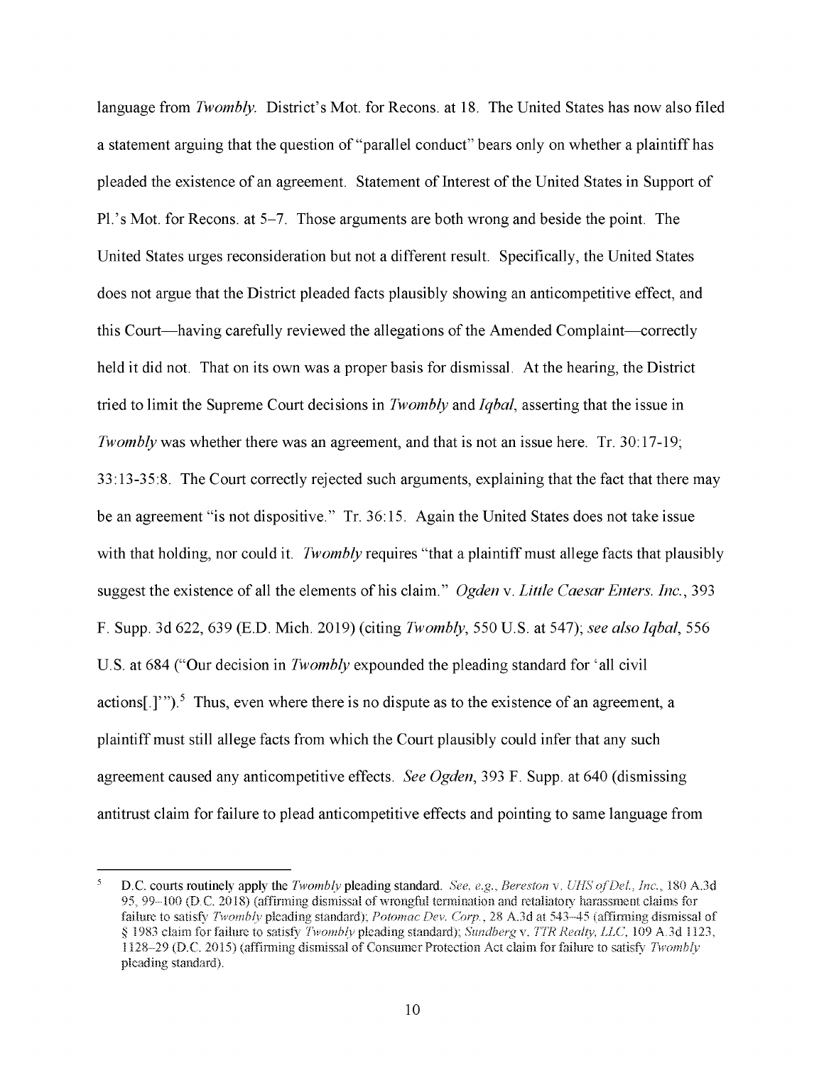language from *Twombly*. District's Mot. for Recons. at 18. The United States has now also filed a statement arguing that the question of "parallel conduct" bears only on whether a plaintiff has pleaded the existence of an agreement. Statement of Interest of the United States in Support of Pl.'s Mot. for Recons. at 5–7. Those arguments are both wrong and beside the point. The United States urges reconsideration but not a different result. Specifically, the United States does not argue that the District pleaded facts plausibly showing an anticompetitive effect, and this Court—having carefully reviewed the allegations of the Amended Complaint—correctly held it did not. That on its own was a proper basis for dismissal. At the hearing, the District tried to limit the Supreme Court decisions in *Twombly* and *Iqbal*, asserting that the issue in *Twombly* was whether there was an agreement, and that is not an issue here. Tr. 30:17-19; 33:13-35:8. The Court correctly rejected such arguments, explaining that the fact that there may be an agreement "is not dispositive." Tr. 36:15. Again the United States does not take issue with that holding, nor could it. *Twombly* requires "that a plaintiff must allege facts that plausibly suggest the existence of all the elements of his claim." *Ogden* v. *Little Caesar Enters. Inc.*, 393 F. Supp. 3d 622, 639 (E.D. Mich. 2019) (citing *Twombly*, 550 U.S. at 547); *see also Iqbal*, 556 U.S. at 684 ("Our decision in *Twombly* expounded the pleading standard for 'all civil actions[.]'").[5] Thus, even where there is no dispute as to the existence of an agreement, a plaintiff must still allege facts from which the Court plausibly could infer that any such agreement caused any anticompetitive effects. *See Ogden*, 393 F. Supp. at 640 (dismissing antitrust claim for failure to plead anticompetitive effects and pointing to same language from

---

[5] D.C. courts routinely apply the *Twombly* pleading standard. *See, e.g.*, *Bereston* v. *UHS of Del., Inc.*, 180 A.3d 95, 99–100 (D.C. 2018) (affirming dismissal of wrongful termination and retaliatory harassment claims for failure to satisfy *Twombly* pleading standard); *Potomac Dev. Corp.*, 28 A.3d at 543–45 (affirming dismissal of § 1983 claim for failure to satisfy *Twombly* pleading standard); *Sundberg* v. *TTR Realty, LLC*, 109 A.3d 1123, 1128–29 (D.C. 2015) (affirming dismissal of Consumer Protection Act claim for failure to satisfy *Twombly* pleading standard).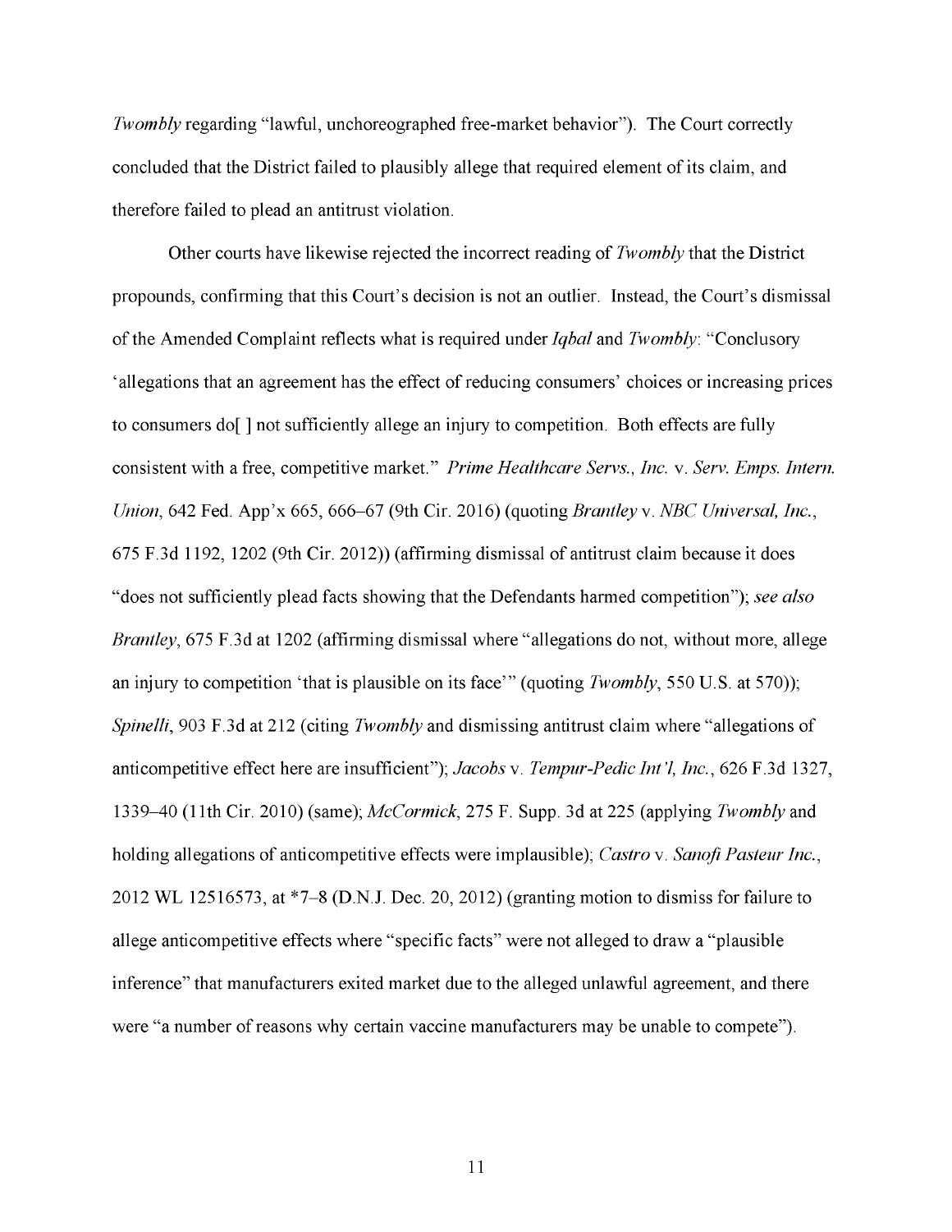*Twombly* regarding "lawful, unchoreographed free-market behavior"). The Court correctly concluded that the District failed to plausibly allege that required element of its claim, and therefore failed to plead an antitrust violation.

Other courts have likewise rejected the incorrect reading of *Twombly* that the District propounds, confirming that this Court's decision is not an outlier. Instead, the Court's dismissal of the Amended Complaint reflects what is required under *Iqbal* and *Twombly*: "Conclusory 'allegations that an agreement has the effect of reducing consumers' choices or increasing prices to consumers do[ ] not sufficiently allege an injury to competition. Both effects are fully consistent with a free, competitive market." *Prime Healthcare Servs., Inc.* v. *Serv. Emps. Intern. Union*, 642 Fed. App'x 665, 666–67 (9th Cir. 2016) (quoting *Brantley* v. *NBC Universal, Inc.*, 675 F.3d 1192, 1202 (9th Cir. 2012)) (affirming dismissal of antitrust claim because it does "does not sufficiently plead facts showing that the Defendants harmed competition"); *see also Brantley*, 675 F.3d at 1202 (affirming dismissal where "allegations do not, without more, allege an injury to competition 'that is plausible on its face'" (quoting *Twombly*, 550 U.S. at 570)); *Spinelli*, 903 F.3d at 212 (citing *Twombly* and dismissing antitrust claim where "allegations of anticompetitive effect here are insufficient"); *Jacobs* v. *Tempur-Pedic Int'l, Inc.*, 626 F.3d 1327, 1339–40 (11th Cir. 2010) (same); *McCormick*, 275 F. Supp. 3d at 225 (applying *Twombly* and holding allegations of anticompetitive effects were implausible); *Castro* v. *Sanofi Pasteur Inc.*, 2012 WL 12516573, at *7–8 (D.N.J. Dec. 20, 2012) (granting motion to dismiss for failure to allege anticompetitive effects where "specific facts" were not alleged to draw a "plausible inference" that manufacturers exited market due to the alleged unlawful agreement, and there were "a number of reasons why certain vaccine manufacturers may be unable to compete").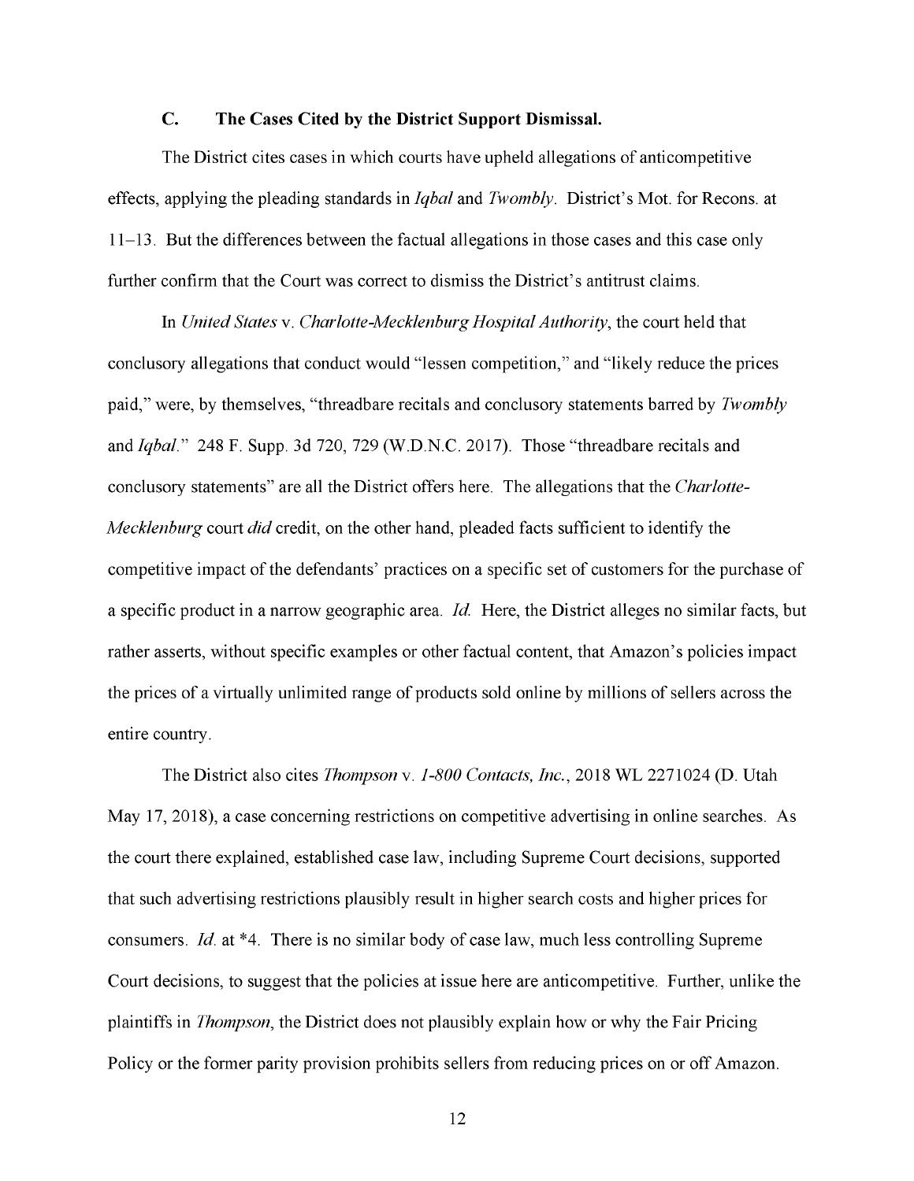### C. The Cases Cited by the District Support Dismissal.

The District cites cases in which courts have upheld allegations of anticompetitive effects, applying the pleading standards in *Iqbal* and *Twombly*. District's Mot. for Recons. at 11–13. But the differences between the factual allegations in those cases and this case only further confirm that the Court was correct to dismiss the District's antitrust claims.

In *United States* v. *Charlotte-Mecklenburg Hospital Authority*, the court held that conclusory allegations that conduct would "lessen competition," and "likely reduce the prices paid," were, by themselves, "threadbare recitals and conclusory statements barred by *Twombly* and *Iqbal*." 248 F. Supp. 3d 720, 729 (W.D.N.C. 2017). Those "threadbare recitals and conclusory statements" are all the District offers here. The allegations that the *Charlotte-Mecklenburg* court *did* credit, on the other hand, pleaded facts sufficient to identify the competitive impact of the defendants' practices on a specific set of customers for the purchase of a specific product in a narrow geographic area. *Id.* Here, the District alleges no similar facts, but rather asserts, without specific examples or other factual content, that Amazon's policies impact the prices of a virtually unlimited range of products sold online by millions of sellers across the entire country.

The District also cites *Thompson* v. *1-800 Contacts, Inc.*, 2018 WL 2271024 (D. Utah May 17, 2018), a case concerning restrictions on competitive advertising in online searches. As the court there explained, established case law, including Supreme Court decisions, supported that such advertising restrictions plausibly result in higher search costs and higher prices for consumers. *Id.* at *4. There is no similar body of case law, much less controlling Supreme Court decisions, to suggest that the policies at issue here are anticompetitive. Further, unlike the plaintiffs in *Thompson*, the District does not plausibly explain how or why the Fair Pricing Policy or the former parity provision prohibits sellers from reducing prices on or off Amazon.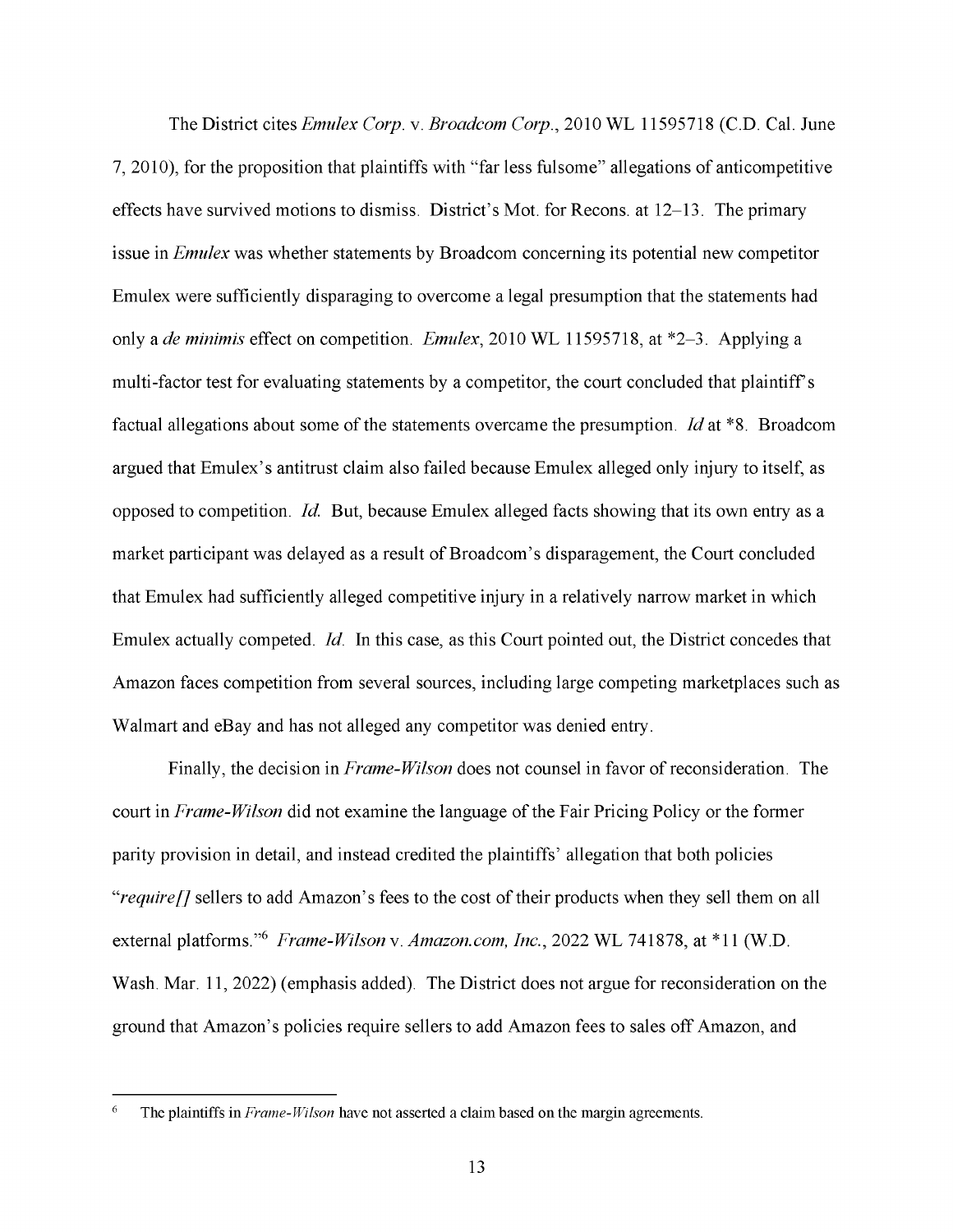The District cites *Emulex Corp.* v. *Broadcom Corp.*, 2010 WL 11595718 (C.D. Cal. June 7, 2010), for the proposition that plaintiffs with "far less fulsome" allegations of anticompetitive effects have survived motions to dismiss. District's Mot. for Recons. at 12–13. The primary issue in *Emulex* was whether statements by Broadcom concerning its potential new competitor Emulex were sufficiently disparaging to overcome a legal presumption that the statements had only a *de minimis* effect on competition. *Emulex*, 2010 WL 11595718, at *2–3. Applying a multi-factor test for evaluating statements by a competitor, the court concluded that plaintiff's factual allegations about some of the statements overcame the presumption. *Id* at *8. Broadcom argued that Emulex's antitrust claim also failed because Emulex alleged only injury to itself, as opposed to competition. *Id.* But, because Emulex alleged facts showing that its own entry as a market participant was delayed as a result of Broadcom's disparagement, the Court concluded that Emulex had sufficiently alleged competitive injury in a relatively narrow market in which Emulex actually competed. *Id.* In this case, as this Court pointed out, the District concedes that Amazon faces competition from several sources, including large competing marketplaces such as Walmart and eBay and has not alleged any competitor was denied entry.

Finally, the decision in *Frame-Wilson* does not counsel in favor of reconsideration. The court in *Frame-Wilson* did not examine the language of the Fair Pricing Policy or the former parity provision in detail, and instead credited the plaintiffs' allegation that both policies "*require[]* sellers to add Amazon's fees to the cost of their products when they sell them on all external platforms."[6] *Frame-Wilson* v. *Amazon.com, Inc.*, 2022 WL 741878, at *11 (W.D. Wash. Mar. 11, 2022) (emphasis added). The District does not argue for reconsideration on the ground that Amazon's policies require sellers to add Amazon fees to sales off Amazon, and

---

[6] The plaintiffs in *Frame-Wilson* have not asserted a claim based on the margin agreements.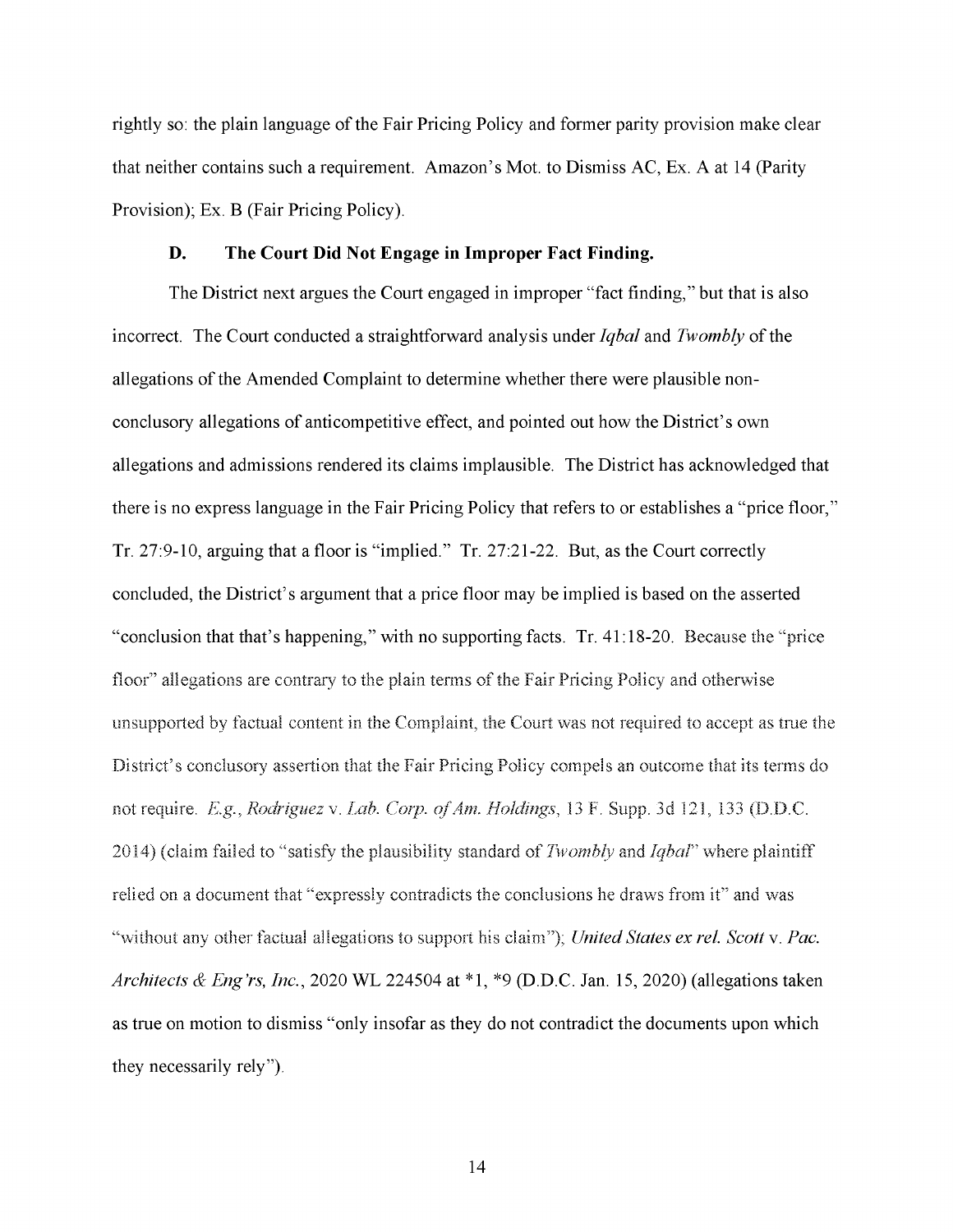rightly so: the plain language of the Fair Pricing Policy and former parity provision make clear that neither contains such a requirement. Amazon's Mot. to Dismiss AC, Ex. A at 14 (Parity Provision); Ex. B (Fair Pricing Policy).

### D. The Court Did Not Engage in Improper Fact Finding.

The District next argues the Court engaged in improper "fact finding," but that is also incorrect. The Court conducted a straightforward analysis under *Iqbal* and *Twombly* of the allegations of the Amended Complaint to determine whether there were plausible non-conclusory allegations of anticompetitive effect, and pointed out how the District's own allegations and admissions rendered its claims implausible. The District has acknowledged that there is no express language in the Fair Pricing Policy that refers to or establishes a "price floor," Tr. 27:9-10, arguing that a floor is "implied." Tr. 27:21-22. But, as the Court correctly concluded, the District's argument that a price floor may be implied is based on the asserted "conclusion that that's happening," with no supporting facts. Tr. 41:18-20. Because the "price floor" allegations are contrary to the plain terms of the Fair Pricing Policy and otherwise unsupported by factual content in the Complaint, the Court was not required to accept as true the District's conclusory assertion that the Fair Pricing Policy compels an outcome that its terms do not require. *E.g.*, *Rodriguez* v. *Lab. Corp. of Am. Holdings*, 13 F. Supp. 3d 121, 133 (D.D.C. 2014) (claim failed to "satisfy the plausibility standard of *Twombly* and *Iqbal*" where plaintiff relied on a document that "expressly contradicts the conclusions he draws from it" and was "without any other factual allegations to support his claim"); *United States ex rel. Scott* v. *Pac. Architects & Eng'rs, Inc.*, 2020 WL 224504 at *1, *9 (D.D.C. Jan. 15, 2020) (allegations taken as true on motion to dismiss "only insofar as they do not contradict the documents upon which they necessarily rely").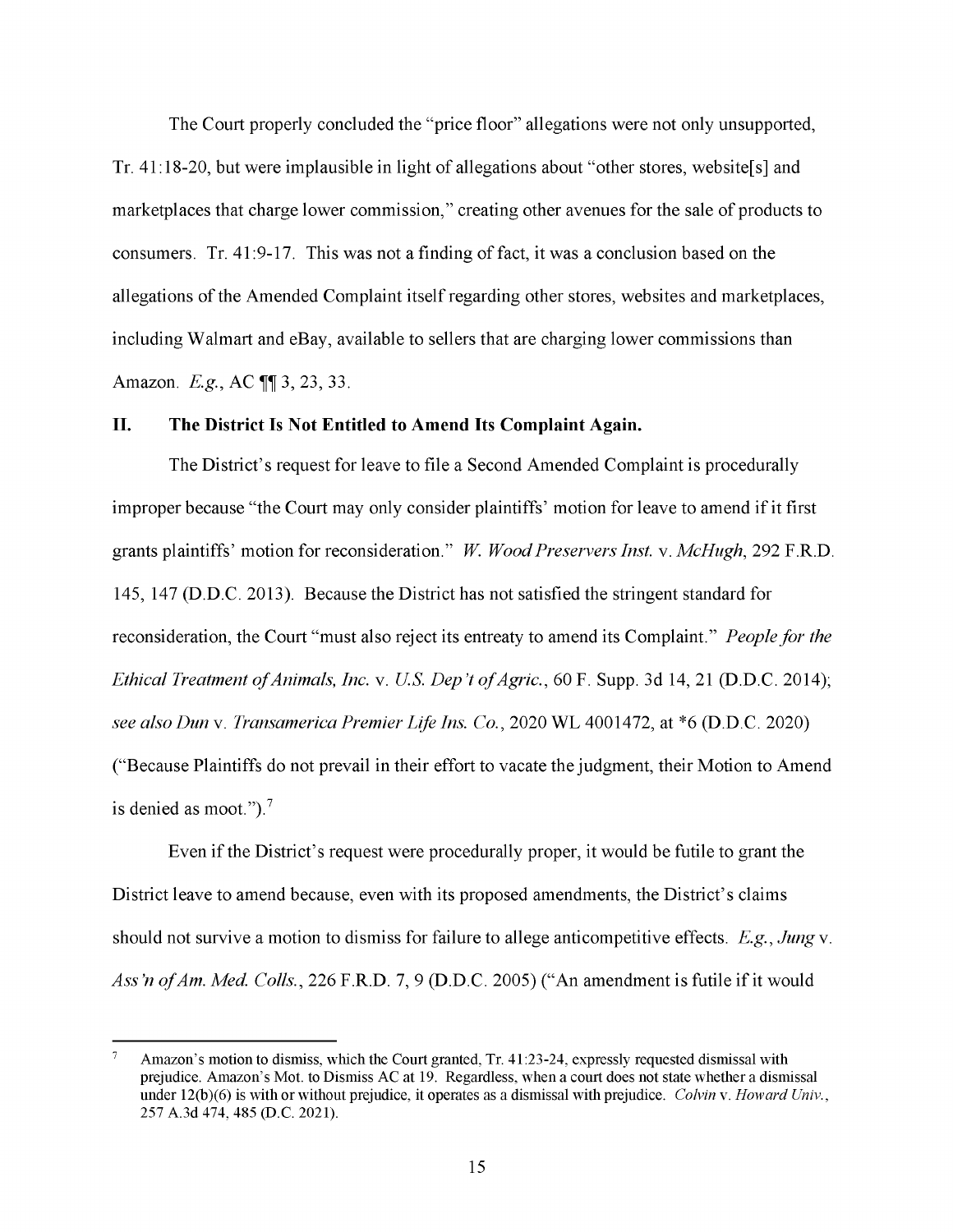The Court properly concluded the "price floor" allegations were not only unsupported, Tr. 41:18-20, but were implausible in light of allegations about "other stores, website[s] and marketplaces that charge lower commission," creating other avenues for the sale of products to consumers. Tr. 41:9-17. This was not a finding of fact, it was a conclusion based on the allegations of the Amended Complaint itself regarding other stores, websites and marketplaces, including Walmart and eBay, available to sellers that are charging lower commissions than Amazon. *E.g.*, AC ¶¶ 3, 23, 33.

## II. The District Is Not Entitled to Amend Its Complaint Again.

The District's request for leave to file a Second Amended Complaint is procedurally improper because "the Court may only consider plaintiffs' motion for leave to amend if it first grants plaintiffs' motion for reconsideration." *W. Wood Preservers Inst.* v. *McHugh*, 292 F.R.D. 145, 147 (D.D.C. 2013). Because the District has not satisfied the stringent standard for reconsideration, the Court "must also reject its entreaty to amend its Complaint." *People for the Ethical Treatment of Animals, Inc.* v. *U.S. Dep't of Agric.*, 60 F. Supp. 3d 14, 21 (D.D.C. 2014); *see also Dun* v. *Transamerica Premier Life Ins. Co.*, 2020 WL 4001472, at *6 (D.D.C. 2020) ("Because Plaintiffs do not prevail in their effort to vacate the judgment, their Motion to Amend is denied as moot.").[7]

Even if the District's request were procedurally proper, it would be futile to grant the District leave to amend because, even with its proposed amendments, the District's claims should not survive a motion to dismiss for failure to allege anticompetitive effects. *E.g.*, *Jung* v. *Ass'n of Am. Med. Colls.*, 226 F.R.D. 7, 9 (D.D.C. 2005) ("An amendment is futile if it would

[7] Amazon's motion to dismiss, which the Court granted, Tr. 41:23-24, expressly requested dismissal with prejudice. Amazon's Mot. to Dismiss AC at 19. Regardless, when a court does not state whether a dismissal under 12(b)(6) is with or without prejudice, it operates as a dismissal with prejudice. *Colvin* v. *Howard Univ.*, 257 A.3d 474, 485 (D.C. 2021).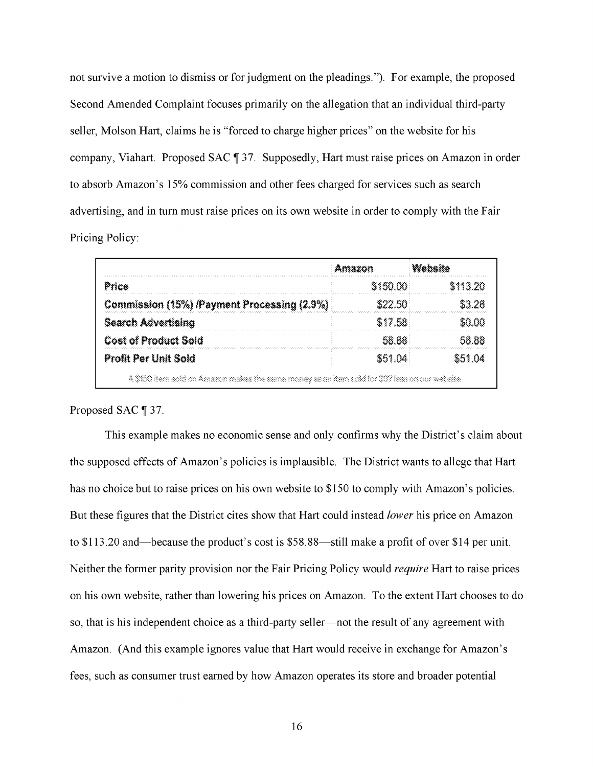not survive a motion to dismiss or for judgment on the pleadings."). For example, the proposed Second Amended Complaint focuses primarily on the allegation that an individual third-party seller, Molson Hart, claims he is "forced to charge higher prices" on the website for his company, Viahart. Proposed SAC ¶ 37. Supposedly, Hart must raise prices on Amazon in order to absorb Amazon's 15% commission and other fees charged for services such as search advertising, and in turn must raise prices on its own website in order to comply with the Fair Pricing Policy:

| | Amazon | Website |
|---|---|---|
| Price | $150.00 | $113.20 |
| Commission (15%) /Payment Processing (2.9%) | $22.50 | $3.28 |
| Search Advertising | $17.58 | $0.00 |
| Cost of Product Sold | 58.88 | 58.88 |
| Profit Per Unit Sold | $51.04 | $51.04 |

A $150 item sold on Amazon makes the same money as an item sold for $37 less on our website

Proposed SAC ¶ 37.

This example makes no economic sense and only confirms why the District's claim about the supposed effects of Amazon's policies is implausible. The District wants to allege that Hart has no choice but to raise prices on his own website to $150 to comply with Amazon's policies. But these figures that the District cites show that Hart could instead *lower* his price on Amazon to $113.20 and—because the product's cost is $58.88—still make a profit of over $14 per unit. Neither the former parity provision nor the Fair Pricing Policy would *require* Hart to raise prices on his own website, rather than lowering his prices on Amazon. To the extent Hart chooses to do so, that is his independent choice as a third-party seller—not the result of any agreement with Amazon. (And this example ignores value that Hart would receive in exchange for Amazon's fees, such as consumer trust earned by how Amazon operates its store and broader potential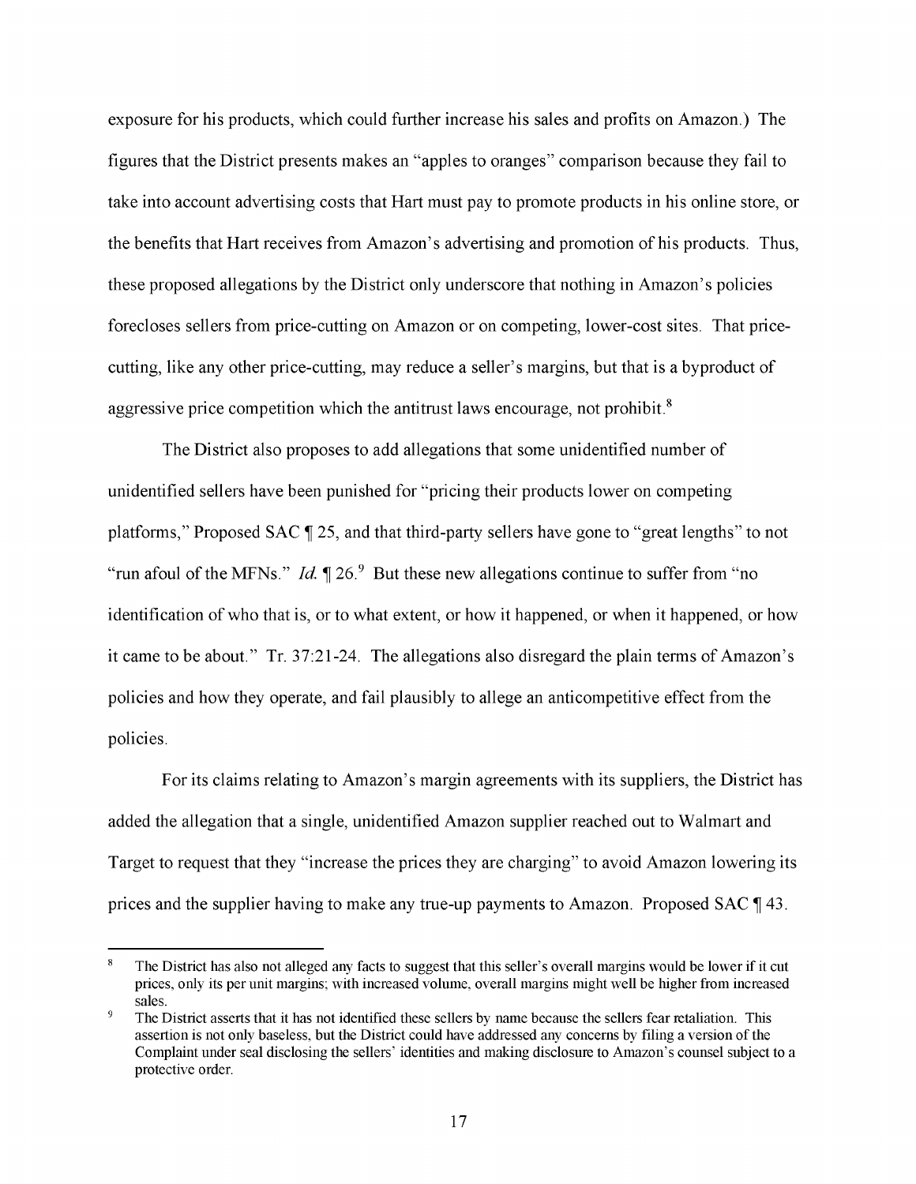exposure for his products, which could further increase his sales and profits on Amazon.) The figures that the District presents makes an "apples to oranges" comparison because they fail to take into account advertising costs that Hart must pay to promote products in his online store, or the benefits that Hart receives from Amazon's advertising and promotion of his products. Thus, these proposed allegations by the District only underscore that nothing in Amazon's policies forecloses sellers from price-cutting on Amazon or on competing, lower-cost sites. That price-cutting, like any other price-cutting, may reduce a seller's margins, but that is a byproduct of aggressive price competition which the antitrust laws encourage, not prohibit.[8]

The District also proposes to add allegations that some unidentified number of unidentified sellers have been punished for "pricing their products lower on competing platforms," Proposed SAC ¶ 25, and that third-party sellers have gone to "great lengths" to not "run afoul of the MFNs." *Id.* ¶ 26.[9] But these new allegations continue to suffer from "no identification of who that is, or to what extent, or how it happened, or when it happened, or how it came to be about." Tr. 37:21-24. The allegations also disregard the plain terms of Amazon's policies and how they operate, and fail plausibly to allege an anticompetitive effect from the policies.

For its claims relating to Amazon's margin agreements with its suppliers, the District has added the allegation that a single, unidentified Amazon supplier reached out to Walmart and Target to request that they "increase the prices they are charging" to avoid Amazon lowering its prices and the supplier having to make any true-up payments to Amazon. Proposed SAC ¶ 43.

---

[8] The District has also not alleged any facts to suggest that this seller's overall margins would be lower if it cut prices, only its per unit margins; with increased volume, overall margins might well be higher from increased sales.

[9] The District asserts that it has not identified these sellers by name because the sellers fear retaliation. This assertion is not only baseless, but the District could have addressed any concerns by filing a version of the Complaint under seal disclosing the sellers' identities and making disclosure to Amazon's counsel subject to a protective order.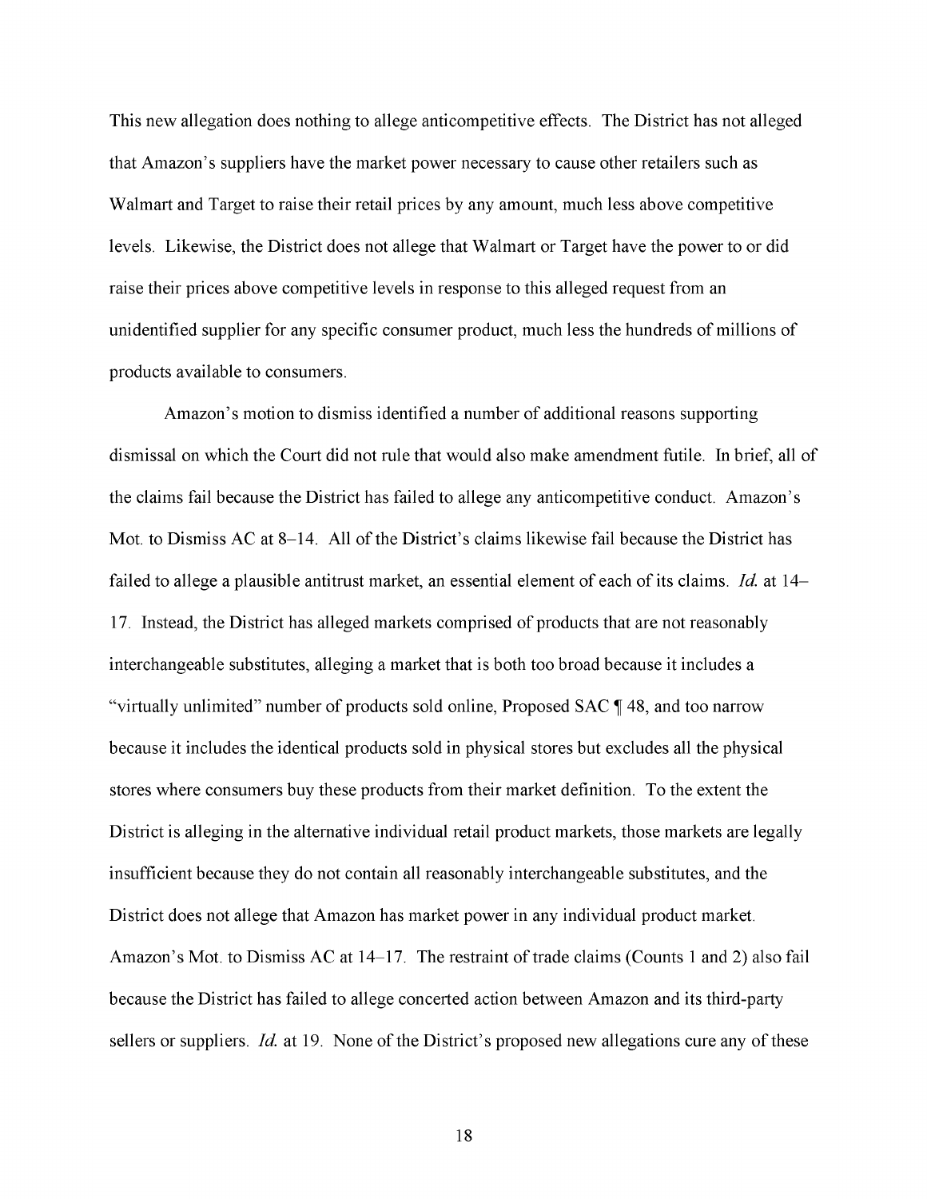This new allegation does nothing to allege anticompetitive effects. The District has not alleged that Amazon's suppliers have the market power necessary to cause other retailers such as Walmart and Target to raise their retail prices by any amount, much less above competitive levels. Likewise, the District does not allege that Walmart or Target have the power to or did raise their prices above competitive levels in response to this alleged request from an unidentified supplier for any specific consumer product, much less the hundreds of millions of products available to consumers.

Amazon's motion to dismiss identified a number of additional reasons supporting dismissal on which the Court did not rule that would also make amendment futile. In brief, all of the claims fail because the District has failed to allege any anticompetitive conduct. Amazon's Mot. to Dismiss AC at 8–14. All of the District's claims likewise fail because the District has failed to allege a plausible antitrust market, an essential element of each of its claims. *Id.* at 14–17. Instead, the District has alleged markets comprised of products that are not reasonably interchangeable substitutes, alleging a market that is both too broad because it includes a "virtually unlimited" number of products sold online, Proposed SAC ¶ 48, and too narrow because it includes the identical products sold in physical stores but excludes all the physical stores where consumers buy these products from their market definition. To the extent the District is alleging in the alternative individual retail product markets, those markets are legally insufficient because they do not contain all reasonably interchangeable substitutes, and the District does not allege that Amazon has market power in any individual product market. Amazon's Mot. to Dismiss AC at 14–17. The restraint of trade claims (Counts 1 and 2) also fail because the District has failed to allege concerted action between Amazon and its third-party sellers or suppliers. *Id.* at 19. None of the District's proposed new allegations cure any of these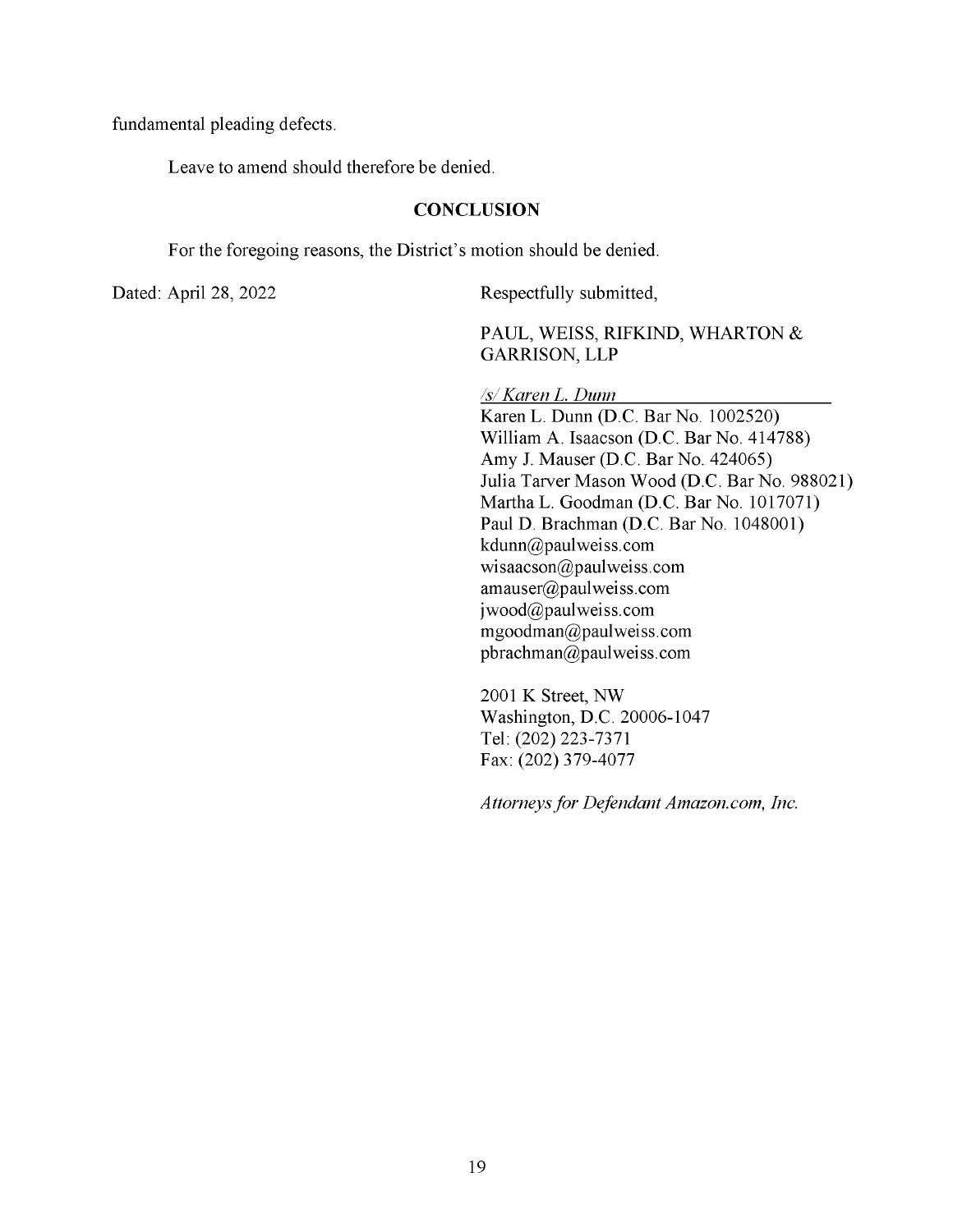fundamental pleading defects.

Leave to amend should therefore be denied.

## CONCLUSION

For the foregoing reasons, the District's motion should be denied.

Dated: April 28, 2022

Respectfully submitted,

PAUL, WEISS, RIFKIND, WHARTON & GARRISON, LLP

*/s/ Karen L. Dunn*

Karen L. Dunn (D.C. Bar No. 1002520)
William A. Isaacson (D.C. Bar No. 414788)
Amy J. Mauser (D.C. Bar No. 424065)
Julia Tarver Mason Wood (D.C. Bar No. 988021)
Martha L. Goodman (D.C. Bar No. 1017071)
Paul D. Brachman (D.C. Bar No. 1048001)
kdunn@paulweiss.com
wisaacson@paulweiss.com
amauser@paulweiss.com
jwood@paulweiss.com
mgoodman@paulweiss.com
pbrachman@paulweiss.com

2001 K Street, NW
Washington, D.C. 20006-1047
Tel: (202) 223-7371
Fax: (202) 379-4077

*Attorneys for Defendant Amazon.com, Inc.*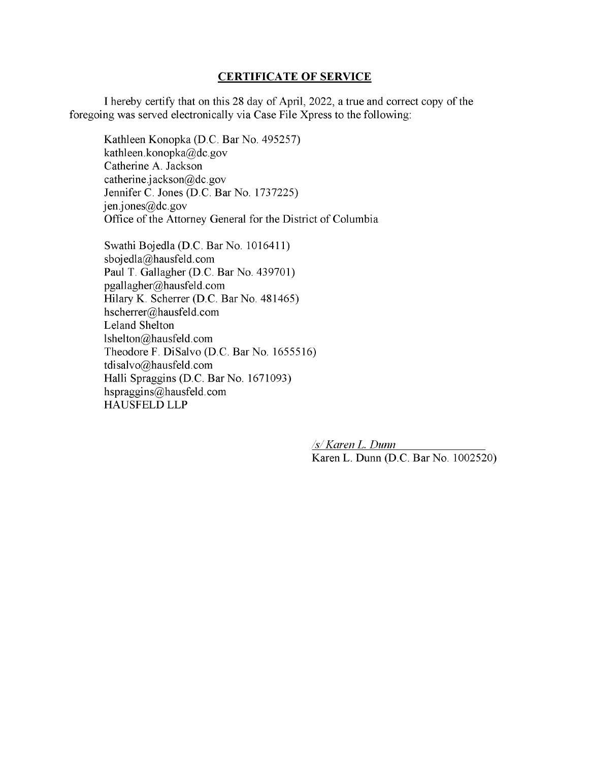## CERTIFICATE OF SERVICE

I hereby certify that on this 28 day of April, 2022, a true and correct copy of the foregoing was served electronically via Case File Xpress to the following:

Kathleen Konopka (D.C. Bar No. 495257)
kathleen.konopka@dc.gov
Catherine A. Jackson
catherine.jackson@dc.gov
Jennifer C. Jones (D.C. Bar No. 1737225)
jen.jones@dc.gov
Office of the Attorney General for the District of Columbia

Swathi Bojedla (D.C. Bar No. 1016411)
sbojedla@hausfeld.com
Paul T. Gallagher (D.C. Bar No. 439701)
pgallagher@hausfeld.com
Hilary K. Scherrer (D.C. Bar No. 481465)
hscherrer@hausfeld.com
Leland Shelton
lshelton@hausfeld.com
Theodore F. DiSalvo (D.C. Bar No. 1655516)
tdisalvo@hausfeld.com
Halli Spraggins (D.C. Bar No. 1671093)
hspraggins@hausfeld.com
HAUSFELD LLP

*/s/ Karen L. Dunn*
Karen L. Dunn (D.C. Bar No. 1002520)